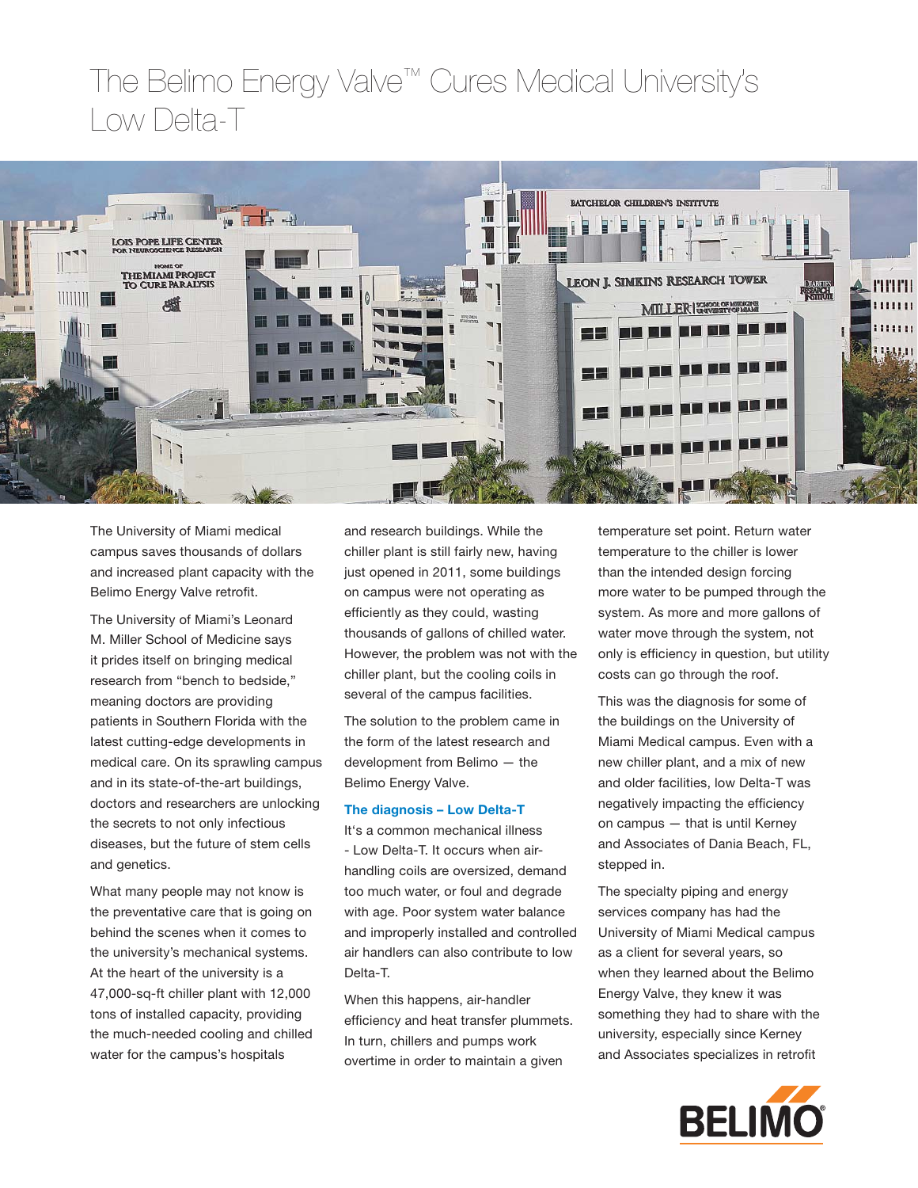# The Belimo Energy Valve™ Cures Medical University's Low Delta-T

The University of Miami medical campus saves thousands of dollars and increased plant capacity with the Belimo Energy Valve retrofit.

The University of Miami's Leonard M. Miller School of Medicine says it prides itself on bringing medical research from "bench to bedside," meaning doctors are providing patients in Southern Florida with the latest cutting-edge developments in medical care. On its sprawling campus and in its state-of-the-art buildings, doctors and researchers are unlocking the secrets to not only infectious diseases, but the future of stem cells and genetics.

What many people may not know is the preventative care that is going on behind the scenes when it comes to the university's mechanical systems. At the heart of the university is a 47,000-sq-ft chiller plant with 12,000 tons of installed capacity, providing the much-needed cooling and chilled water for the campus's hospitals and research buildings. While the chiller plant is still fairly new, having just opened in 2011, some buildings on campus were not operating as efficiently as they could, wasting thousands of gallons of chilled water. However, the problem was not with the chiller plant, but the cooling coils in several of the campus facilities.

The solution to the problem came in the form of the latest research and development from Belimo — the Belimo Energy Valve.

### The diagnosis – Low Delta-T

It's a common mechanical illness - Low Delta-T. It occurs when air-handling coils are oversized, demand too much water, or foul and degrade with age. Poor system water balance and improperly installed and controlled air handlers can also contribute to low Delta-T.

When this happens, air-handler efficiency and heat transfer plummets. In turn, chillers and pumps work overtime in order to maintain a given temperature set point. Return water temperature to the chiller is lower than the intended design forcing more water to be pumped through the system. As more and more gallons of water move through the system, not only is efficiency in question, but utility costs can go through the roof.

This was the diagnosis for some of the buildings on the University of Miami Medical campus. Even with a new chiller plant, and a mix of new and older facilities, low Delta-T was negatively impacting the efficiency on campus — that is until Kerney and Associates of Dania Beach, FL, stepped in.

The specialty piping and energy services company has had the University of Miami Medical campus as a client for several years, so when they learned about the Belimo Energy Valve, they knew it was something they had to share with the university, especially since Kerney and Associates specializes in retrofit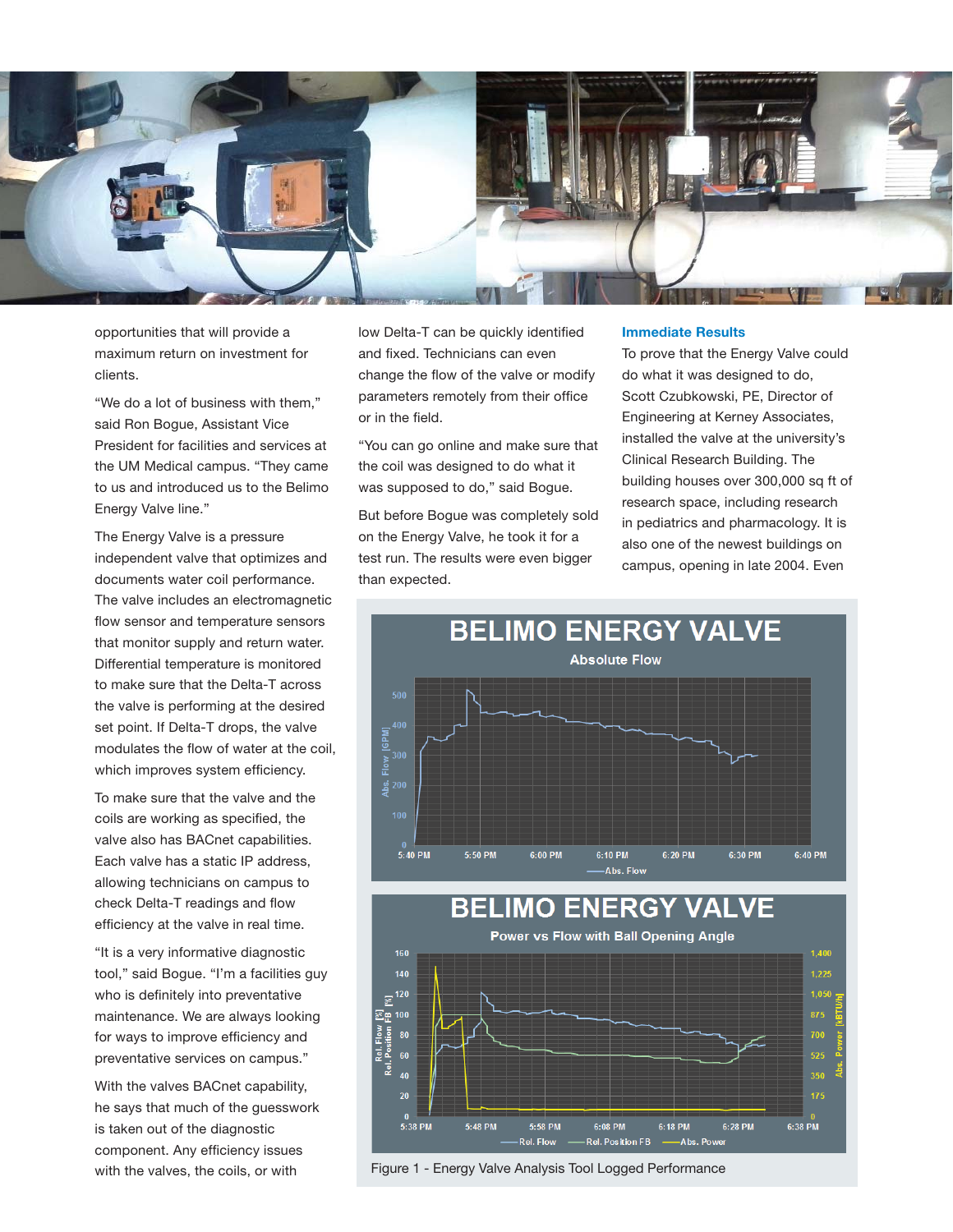opportunities that will provide a maximum return on investment for clients.

"We do a lot of business with them," said Ron Bogue, Assistant Vice President for facilities and services at the UM Medical campus. "They came to us and introduced us to the Belimo Energy Valve line."

The Energy Valve is a pressure independent valve that optimizes and documents water coil performance. The valve includes an electromagnetic flow sensor and temperature sensors that monitor supply and return water. Differential temperature is monitored to make sure that the Delta-T across the valve is performing at the desired set point. If Delta-T drops, the valve modulates the flow of water at the coil, which improves system efficiency.

To make sure that the valve and the coils are working as specified, the valve also has BACnet capabilities. Each valve has a static IP address, allowing technicians on campus to check Delta-T readings and flow efficiency at the valve in real time.

"It is a very informative diagnostic tool," said Bogue. "I'm a facilities guy who is definitely into preventative maintenance. We are always looking for ways to improve efficiency and preventative services on campus."

With the valves BACnet capability, he says that much of the guesswork is taken out of the diagnostic component. Any efficiency issues with the valves, the coils, or with low Delta-T can be quickly identified and fixed. Technicians can even change the flow of the valve or modify parameters remotely from their office or in the field.

"You can go online and make sure that the coil was designed to do what it was supposed to do," said Bogue.

But before Bogue was completely sold on the Energy Valve, he took it for a test run. The results were even bigger than expected.

### Immediate Results

To prove that the Energy Valve could do what it was designed to do, Scott Czubkowski, PE, Director of Engineering at Kerney Associates, installed the valve at the university's Clinical Research Building. The building houses over 300,000 sq ft of research space, including research in pediatrics and pharmacology. It is also one of the newest buildings on campus, opening in late 2004. Even

Figure 1 - Energy Valve Analysis Tool Logged Performance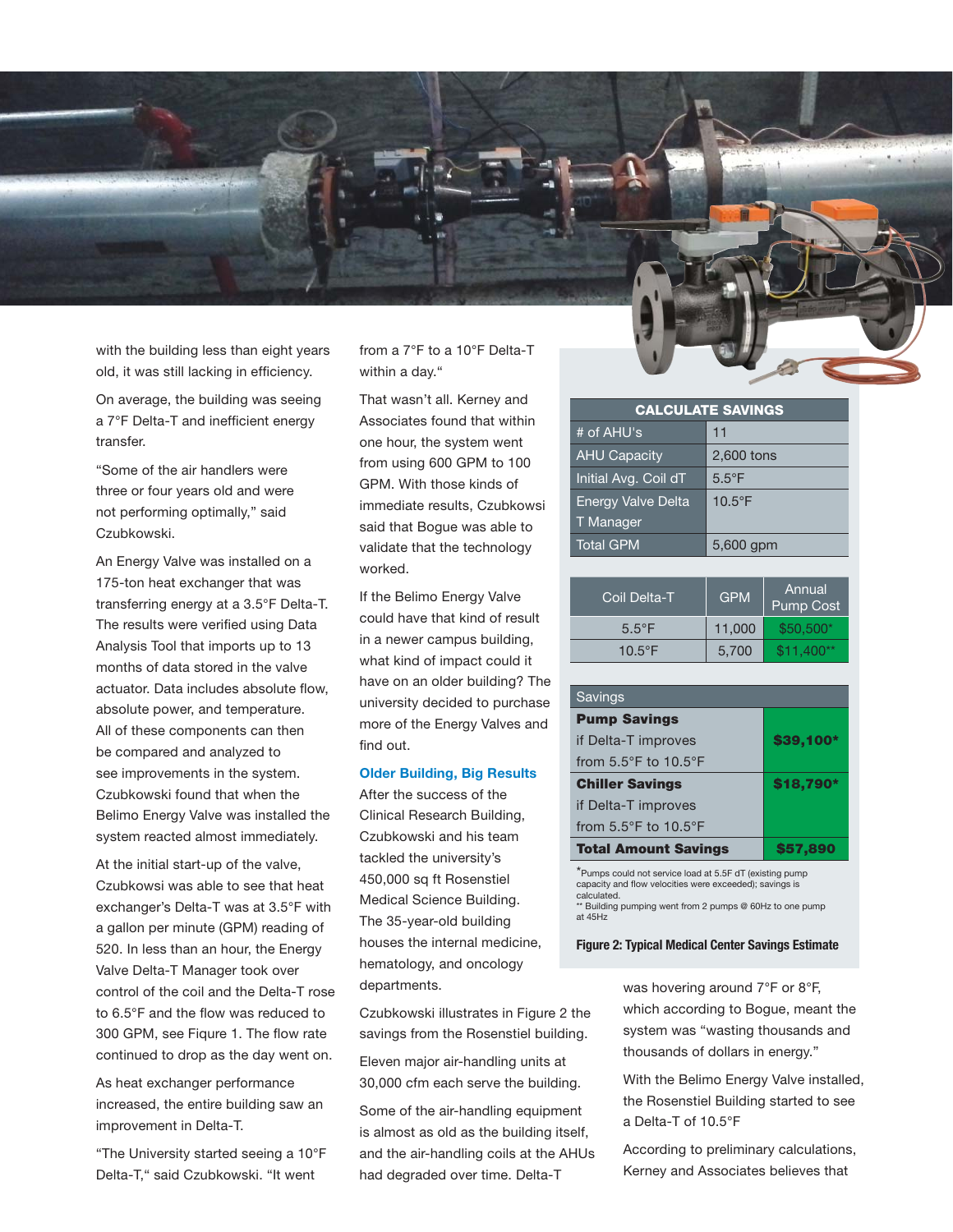with the building less than eight years old, it was still lacking in efficiency.

On average, the building was seeing a 7°F Delta-T and inefficient energy transfer.

"Some of the air handlers were three or four years old and were not performing optimally," said Czubkowski.

An Energy Valve was installed on a 175-ton heat exchanger that was transferring energy at a 3.5°F Delta-T. The results were verified using Data Analysis Tool that imports up to 13 months of data stored in the valve actuator. Data includes absolute flow, absolute power, and temperature. All of these components can then be compared and analyzed to see improvements in the system. Czubkowski found that when the Belimo Energy Valve was installed the system reacted almost immediately.

At the initial start-up of the valve, Czubkowsi was able to see that heat exchanger's Delta-T was at 3.5°F with a gallon per minute (GPM) reading of 520. In less than an hour, the Energy Valve Delta-T Manager took over control of the coil and the Delta-T rose to 6.5°F and the flow was reduced to 300 GPM, see Fiqure 1. The flow rate continued to drop as the day went on.

As heat exchanger performance increased, the entire building saw an improvement in Delta-T.

"The University started seeing a 10°F Delta-T," said Czubkowski. "It went from a 7°F to a 10°F Delta-T within a day."

That wasn't all. Kerney and Associates found that within one hour, the system went from using 600 GPM to 100 GPM. With those kinds of immediate results, Czubkowsi said that Bogue was able to validate that the technology worked.

If the Belimo Energy Valve could have that kind of result in a newer campus building, what kind of impact could it have on an older building? The university decided to purchase more of the Energy Valves and find out.

### Older Building, Big Results

After the success of the Clinical Research Building, Czubkowski and his team tackled the university's 450,000 sq ft Rosenstiel Medical Science Building. The 35-year-old building houses the internal medicine, hematology, and oncology departments.

Czubkowski illustrates in Figure 2 the savings from the Rosenstiel building.

Eleven major air-handling units at 30,000 cfm each serve the building.

Some of the air-handling equipment is almost as old as the building itself, and the air-handling coils at the AHUs had degraded over time. Delta-T was hovering around 7°F or 8°F, which according to Bogue, meant the system was "wasting thousands and thousands of dollars in energy."

With the Belimo Energy Valve installed, the Rosenstiel Building started to see a Delta-T of 10.5°F

According to preliminary calculations, Kerney and Associates believes that

| CALCULATE SAVINGS | |
|---|---|
| # of AHU's | 11 |
| AHU Capacity | 2,600 tons |
| Initial Avg. Coil dT | 5.5°F |
| Energy Valve Delta T Manager | 10.5°F |
| Total GPM | 5,600 gpm |

| Coil Delta-T | GPM | Annual Pump Cost |
|---|---|---|
| 5.5°F | 11,000 | $50,500* |
| 10.5°F | 5,700 | $11,400** |

| Savings | |
|---|---|
| **Pump Savings** if Delta-T improves from 5.5°F to 10.5°F | **$39,100*** |
| **Chiller Savings** if Delta-T improves from 5.5°F to 10.5°F | **$18,790*** |
| **Total Amount Savings** | **$57,890** |

*Pumps could not service load at 5.5F dT (existing pump capacity and flow velocities were exceeded); savings is calculated.
** Building pumping went from 2 pumps @ 60Hz to one pump at 45Hz

**Figure 2: Typical Medical Center Savings Estimate**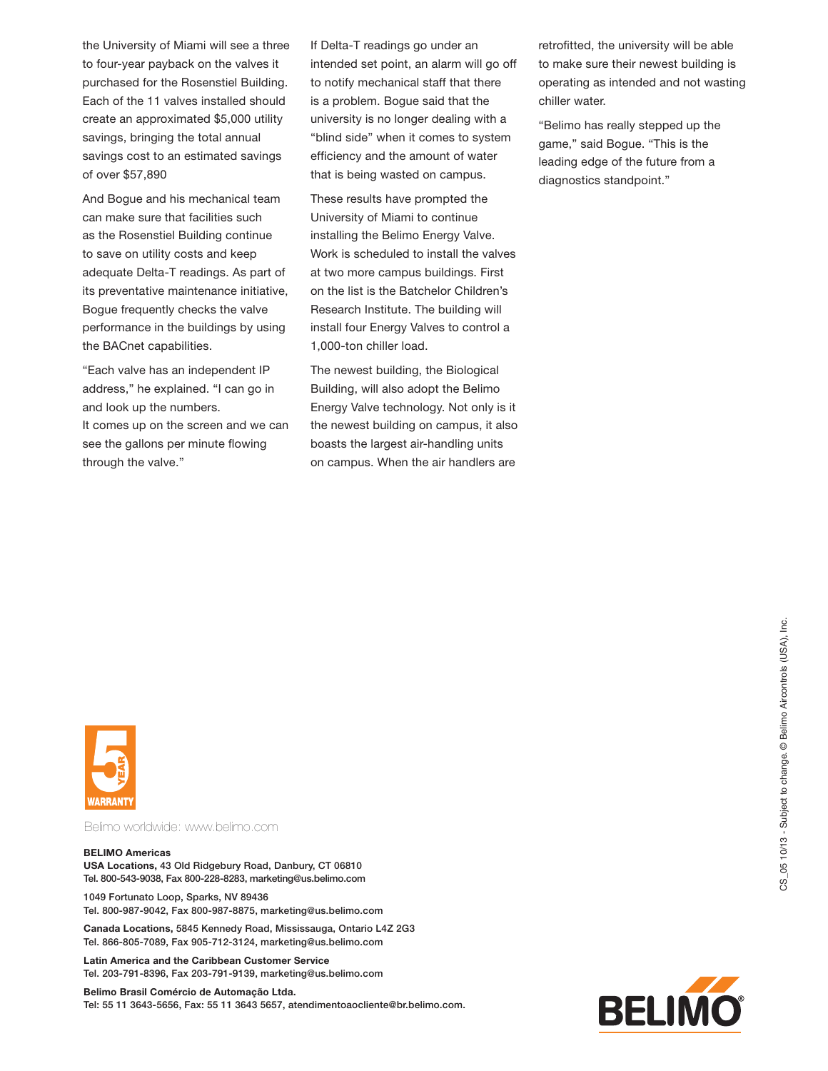the University of Miami will see a three to four-year payback on the valves it purchased for the Rosenstiel Building. Each of the 11 valves installed should create an approximated $5,000 utility savings, bringing the total annual savings cost to an estimated savings of over $57,890

And Bogue and his mechanical team can make sure that facilities such as the Rosenstiel Building continue to save on utility costs and keep adequate Delta-T readings. As part of its preventative maintenance initiative, Bogue frequently checks the valve performance in the buildings by using the BACnet capabilities.

"Each valve has an independent IP address," he explained. "I can go in and look up the numbers.
It comes up on the screen and we can see the gallons per minute flowing through the valve."

If Delta-T readings go under an intended set point, an alarm will go off to notify mechanical staff that there is a problem. Bogue said that the university is no longer dealing with a "blind side" when it comes to system efficiency and the amount of water that is being wasted on campus.

These results have prompted the University of Miami to continue installing the Belimo Energy Valve. Work is scheduled to install the valves at two more campus buildings. First on the list is the Batchelor Children's Research Institute. The building will install four Energy Valves to control a 1,000-ton chiller load.

The newest building, the Biological Building, will also adopt the Belimo Energy Valve technology. Not only is it the newest building on campus, it also boasts the largest air-handling units on campus. When the air handlers are retrofitted, the university will be able to make sure their newest building is operating as intended and not wasting chiller water.

"Belimo has really stepped up the game," said Bogue. "This is the leading edge of the future from a diagnostics standpoint."

5 YEAR WARRANTY

Belimo worldwide: www.belimo.com

**BELIMO Americas**
**USA Locations,** 43 Old Ridgebury Road, Danbury, CT 06810
Tel. 800-543-9038, Fax 800-228-8283, marketing@us.belimo.com

1049 Fortunato Loop, Sparks, NV 89436
Tel. 800-987-9042, Fax 800-987-8875, marketing@us.belimo.com

**Canada Locations,** 5845 Kennedy Road, Mississauga, Ontario L4Z 2G3
Tel. 866-805-7089, Fax 905-712-3124, marketing@us.belimo.com

**Latin America and the Caribbean Customer Service**
Tel. 203-791-8396, Fax 203-791-9139, marketing@us.belimo.com

**Belimo Brasil Comércio de Automação Ltda.**
Tel: 55 11 3643-5656, Fax: 55 11 3643 5657, atendimentoaocliente@br.belimo.com.

CS_05 10/13 - Subject to change. © Belimo Aircontrols (USA), Inc.

BELIMO®